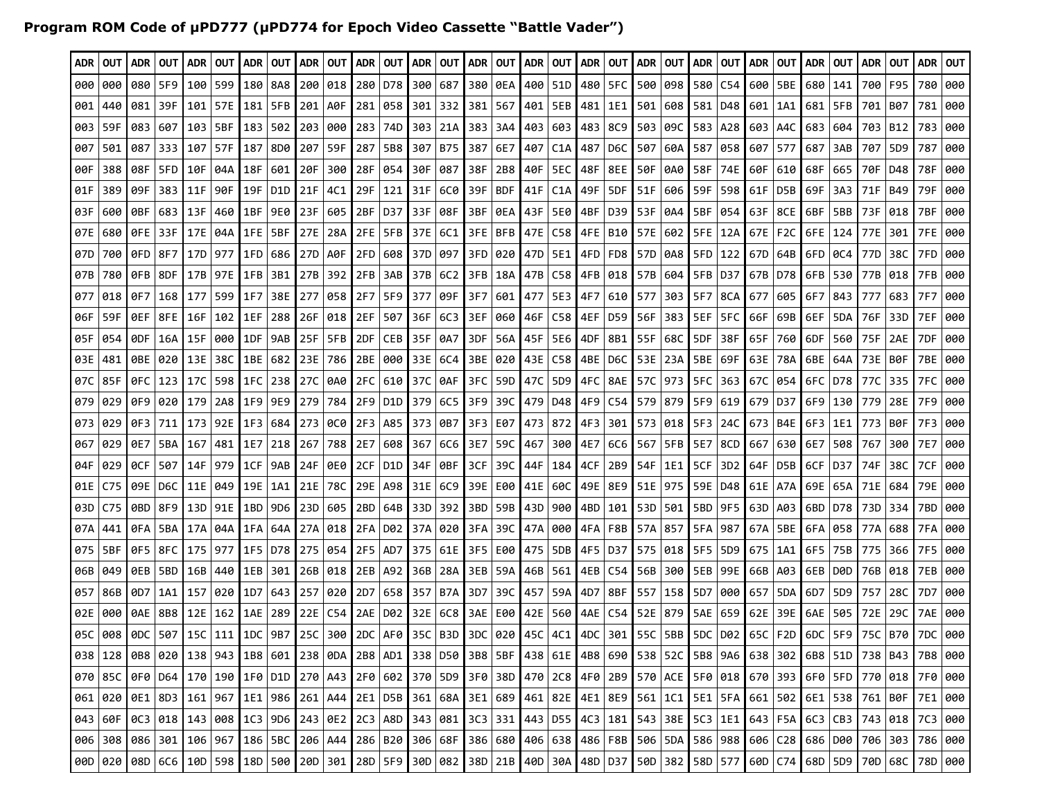**Program ROM Code of μPD777 (μPD774 for Epoch Video Cassette "Battle Vader")**

| ADR | OUT | ADR | OUT | ADR | OUT | ADR | OUT | ADR | OUT | ADR | OUT | ADR | OUT | ADR | OUT | ADR | OUT | ADR | OUT | ADR | OUT | ADR | OUT | ADR | OUT | ADR | OUT | ADR | OUT | ADR | OUT |
|---|---|---|---|---|---|---|---|---|---|---|---|---|---|---|---|---|---|---|---|---|---|---|---|---|---|---|---|---|---|---|---|
| 000 | 000 | 080 | 5F9 | 100 | 599 | 180 | 8A8 | 200 | 018 | 280 | D78 | 300 | 687 | 380 | 0EA | 400 | 51D | 480 | 5FC | 500 | 098 | 580 | C54 | 600 | 5BE | 680 | 141 | 700 | F95 | 780 | 000 |
| 001 | 440 | 081 | 39F | 101 | 57E | 181 | 5FB | 201 | A0F | 281 | 058 | 301 | 332 | 381 | 567 | 401 | 5EB | 481 | 1E1 | 501 | 608 | 581 | D48 | 601 | 1A1 | 681 | 5FB | 701 | B07 | 781 | 000 |
| 003 | 59F | 083 | 607 | 103 | 5BF | 183 | 502 | 203 | 000 | 283 | 74D | 303 | 21A | 383 | 3A4 | 403 | 603 | 483 | 8C9 | 503 | 09C | 583 | A28 | 603 | A4C | 683 | 604 | 703 | B12 | 783 | 000 |
| 007 | 501 | 087 | 333 | 107 | 57F | 187 | 8D0 | 207 | 59F | 287 | 5B8 | 307 | B75 | 387 | 6E7 | 407 | C1A | 487 | D6C | 507 | 60A | 587 | 058 | 607 | 577 | 687 | 3AB | 707 | 5D9 | 787 | 000 |
| 00F | 388 | 08F | 5FD | 10F | 04A | 18F | 601 | 20F | 300 | 28F | 054 | 30F | 087 | 38F | 2B8 | 40F | 5EC | 48F | 8EE | 50F | 0A0 | 58F | 74E | 60F | 610 | 68F | 665 | 70F | D48 | 78F | 000 |
| 01F | 389 | 09F | 383 | 11F | 90F | 19F | D1D | 21F | 4C1 | 29F | 121 | 31F | 6C0 | 39F | BDF | 41F | C1A | 49F | 5DF | 51F | 606 | 59F | 598 | 61F | D5B | 69F | 3A3 | 71F | B49 | 79F | 000 |
| 03F | 600 | 0BF | 683 | 13F | 460 | 1BF | 9E0 | 23F | 605 | 2BF | D37 | 33F | 08F | 3BF | 0EA | 43F | 5E0 | 4BF | D39 | 53F | 0A4 | 5BF | 054 | 63F | 8CE | 6BF | 5BB | 73F | 018 | 7BF | 000 |
| 07E | 680 | 0FE | 33F | 17E | 04A | 1FE | 5BF | 27E | 28A | 2FE | 5FB | 37E | 6C1 | 3FE | BFB | 47E | C58 | 4FE | B10 | 57E | 602 | 5FE | 12A | 67E | F2C | 6FE | 124 | 77E | 301 | 7FE | 000 |
| 07D | 700 | 0FD | 8F7 | 17D | 977 | 1FD | 686 | 27D | A0F | 2FD | 608 | 37D | 097 | 3FD | 020 | 47D | 5E1 | 4FD | FD8 | 57D | 0A8 | 5FD | 122 | 67D | 64B | 6FD | 0C4 | 77D | 38C | 7FD | 000 |
| 07B | 780 | 0FB | 8DF | 17B | 97E | 1FB | 3B1 | 27B | 392 | 2FB | 3AB | 37B | 6C2 | 3FB | 18A | 47B | C58 | 4FB | 018 | 57B | 604 | 5FB | D37 | 67B | D78 | 6FB | 530 | 77B | 018 | 7FB | 000 |
| 077 | 018 | 0F7 | 168 | 177 | 599 | 1F7 | 38E | 277 | 058 | 2F7 | 5F9 | 377 | 09F | 3F7 | 601 | 477 | 5E3 | 4F7 | 610 | 577 | 303 | 5F7 | 8CA | 677 | 605 | 6F7 | 843 | 777 | 683 | 7F7 | 000 |
| 06F | 59F | 0EF | 8FE | 16F | 102 | 1EF | 288 | 26F | 018 | 2EF | 507 | 36F | 6C3 | 3EF | 060 | 46F | C58 | 4EF | D59 | 56F | 383 | 5EF | 5FC | 66F | 69B | 6EF | 5DA | 76F | 33D | 7EF | 000 |
| 05F | 054 | 0DF | 16A | 15F | 000 | 1DF | 9AB | 25F | 5FB | 2DF | CEB | 35F | 0A7 | 3DF | 56A | 45F | 5E6 | 4DF | 8B1 | 55F | 68C | 5DF | 38F | 65F | 760 | 6DF | 560 | 75F | 2AE | 7DF | 000 |
| 03E | 481 | 0BE | 020 | 13E | 38C | 1BE | 682 | 23E | 786 | 2BE | 000 | 33E | 6C4 | 3BE | 020 | 43E | C58 | 4BE | D6C | 53E | 23A | 5BE | 69F | 63E | 78A | 6BE | 64A | 73E | B0F | 7BE | 000 |
| 07C | 85F | 0FC | 123 | 17C | 598 | 1FC | 238 | 27C | 0A0 | 2FC | 610 | 37C | 0AF | 3FC | 59D | 47C | 5D9 | 4FC | 8AE | 57C | 973 | 5FC | 363 | 67C | 054 | 6FC | D78 | 77C | 335 | 7FC | 000 |
| 079 | 029 | 0F9 | 020 | 179 | 2A8 | 1F9 | 9E9 | 279 | 784 | 2F9 | D1D | 379 | 6C5 | 3F9 | 39C | 479 | D48 | 4F9 | C54 | 579 | 879 | 5F9 | 619 | 679 | D37 | 6F9 | 130 | 779 | 28E | 7F9 | 000 |
| 073 | 029 | 0F3 | 711 | 173 | 92E | 1F3 | 684 | 273 | 0C0 | 2F3 | A85 | 373 | 0B7 | 3F3 | E07 | 473 | 872 | 4F3 | 301 | 573 | 018 | 5F3 | 24C | 673 | B4E | 6F3 | 1E1 | 773 | B0F | 7F3 | 000 |
| 067 | 029 | 0E7 | 5BA | 167 | 481 | 1E7 | 218 | 267 | 788 | 2E7 | 608 | 367 | 6C6 | 3E7 | 59C | 467 | 300 | 4E7 | 6C6 | 567 | 5FB | 5E7 | 8CD | 667 | 630 | 6E7 | 508 | 767 | 300 | 7E7 | 000 |
| 04F | 029 | 0CF | 507 | 14F | 979 | 1CF | 9AB | 24F | 0E0 | 2CF | D1D | 34F | 0BF | 3CF | 39C | 44F | 184 | 4CF | 2B9 | 54F | 1E1 | 5CF | 3D2 | 64F | D5B | 6CF | D37 | 74F | 38C | 7CF | 000 |
| 01E | C75 | 09E | D6C | 11E | 049 | 19E | 1A1 | 21E | 78C | 29E | A98 | 31E | 6C9 | 39E | E00 | 41E | 60C | 49E | 8E9 | 51E | 975 | 59E | D48 | 61E | A7A | 69E | 65A | 71E | 684 | 79E | 000 |
| 03D | C75 | 0BD | 8F9 | 13D | 91E | 1BD | 9D6 | 23D | 605 | 2BD | 64B | 33D | 392 | 3BD | 59B | 43D | 900 | 4BD | 101 | 53D | 501 | 5BD | 9F5 | 63D | A03 | 6BD | D78 | 73D | 334 | 7BD | 000 |
| 07A | 441 | 0FA | 5BA | 17A | 04A | 1FA | 64A | 27A | 018 | 2FA | D02 | 37A | 020 | 3FA | 39C | 47A | 000 | 4FA | F8B | 57A | 857 | 5FA | 987 | 67A | 5BE | 6FA | 058 | 77A | 688 | 7FA | 000 |
| 075 | 5BF | 0F5 | 8FC | 175 | 977 | 1F5 | D78 | 275 | 054 | 2F5 | AD7 | 375 | 61E | 3F5 | E00 | 475 | 5DB | 4F5 | D37 | 575 | 018 | 5F5 | 5D9 | 675 | 1A1 | 6F5 | 75B | 775 | 366 | 7F5 | 000 |
| 06B | 049 | 0EB | 5BD | 16B | 440 | 1EB | 301 | 26B | 018 | 2EB | A92 | 36B | 28A | 3EB | 59A | 46B | 561 | 4EB | C54 | 56B | 300 | 5EB | 99E | 66B | A03 | 6EB | D0D | 76B | 018 | 7EB | 000 |
| 057 | 86B | 0D7 | 1A1 | 157 | 020 | 1D7 | 643 | 257 | 020 | 2D7 | 658 | 357 | B7A | 3D7 | 39C | 457 | 59A | 4D7 | 8BF | 557 | 158 | 5D7 | 000 | 657 | 5DA | 6D7 | 5D9 | 757 | 28C | 7D7 | 000 |
| 02E | 000 | 0AE | 8B8 | 12E | 162 | 1AE | 289 | 22E | C54 | 2AE | D02 | 32E | 6C8 | 3AE | E00 | 42E | 560 | 4AE | C54 | 52E | 879 | 5AE | 659 | 62E | 39E | 6AE | 505 | 72E | 29C | 7AE | 000 |
| 05C | 008 | 0DC | 507 | 15C | 111 | 1DC | 9B7 | 25C | 300 | 2DC | AF0 | 35C | B3D | 3DC | 020 | 45C | 4C1 | 4DC | 301 | 55C | 5BB | 5DC | D02 | 65C | F2D | 6DC | 5F9 | 75C | B70 | 7DC | 000 |
| 038 | 128 | 0B8 | 020 | 138 | 943 | 1B8 | 601 | 238 | 0DA | 2B8 | AD1 | 338 | D50 | 3B8 | 5BF | 438 | 61E | 4B8 | 690 | 538 | 52C | 5B8 | 9A6 | 638 | 302 | 6B8 | 51D | 738 | B43 | 7B8 | 000 |
| 070 | 85C | 0F0 | D64 | 170 | 190 | 1F0 | D1D | 270 | A43 | 2F0 | 602 | 370 | 5D9 | 3F0 | 38D | 470 | 2C8 | 4F0 | 2B9 | 570 | ACE | 5F0 | 018 | 670 | 393 | 6F0 | 5FD | 770 | 018 | 7F0 | 000 |
| 061 | 020 | 0E1 | 8D3 | 161 | 967 | 1E1 | 986 | 261 | A44 | 2E1 | D5B | 361 | 68A | 3E1 | 689 | 461 | 82E | 4E1 | 8E9 | 561 | 1C1 | 5E1 | 5FA | 661 | 502 | 6E1 | 538 | 761 | B0F | 7E1 | 000 |
| 043 | 60F | 0C3 | 018 | 143 | 008 | 1C3 | 9D6 | 243 | 0E2 | 2C3 | A8D | 343 | 081 | 3C3 | 331 | 443 | D55 | 4C3 | 181 | 543 | 38E | 5C3 | 1E1 | 643 | F5A | 6C3 | CB3 | 743 | 018 | 7C3 | 000 |
| 006 | 308 | 086 | 301 | 106 | 967 | 186 | 5BC | 206 | A44 | 286 | B20 | 306 | 68F | 386 | 680 | 406 | 638 | 486 | F8B | 506 | 5DA | 586 | 988 | 606 | C28 | 686 | D00 | 706 | 303 | 786 | 000 |
| 00D | 020 | 08D | 6C6 | 10D | 598 | 18D | 500 | 20D | 301 | 28D | 5F9 | 30D | 082 | 38D | 21B | 40D | 30A | 48D | D37 | 50D | 382 | 58D | 577 | 60D | C74 | 68D | 5D9 | 70D | 68C | 78D | 000 |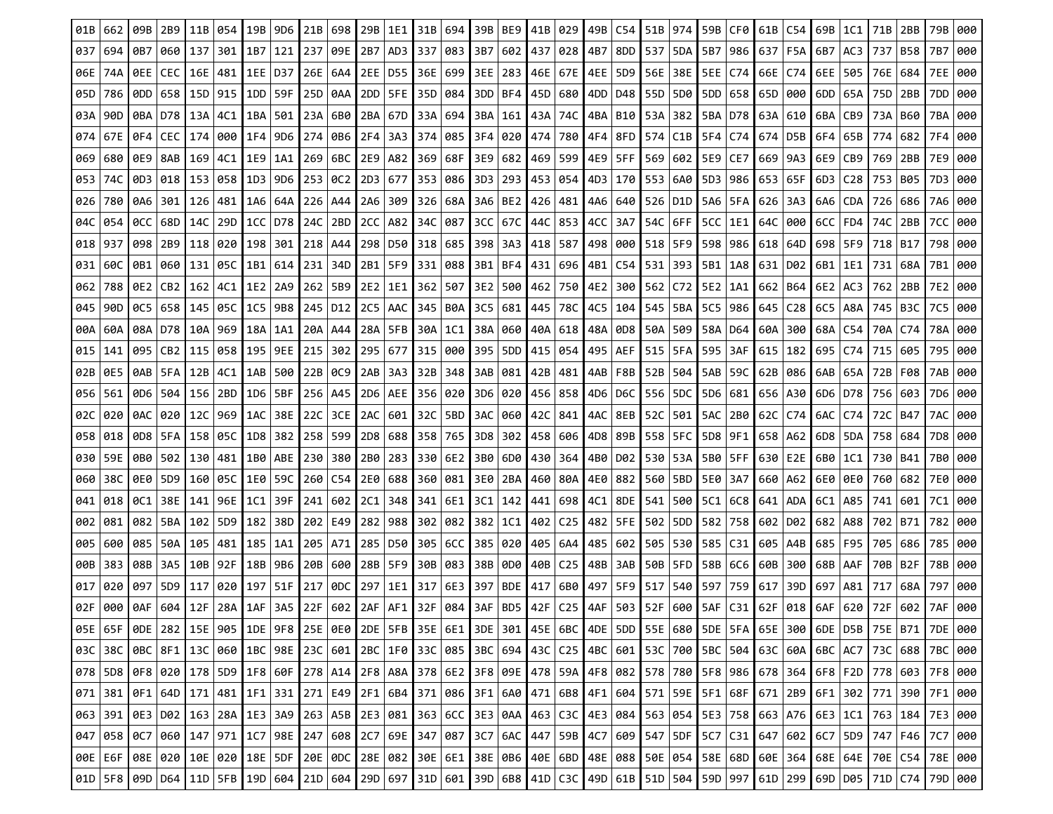| 01B | 662 | 09B | 2B9 | 11B | 054 | 19B | 9D6 | 21B | 698 | 29B | 1E1 | 31B | 694 | 39B | BE9 | 41B | 029 | 49B | C54 | 51B | 974 | 59B | CF0 | 61B | C54 | 69B | 1C1 | 71B | 2BB | 79B | 000 |
|---|---|---|---|---|---|---|---|---|---|---|---|---|---|---|---|---|---|---|---|---|---|---|---|---|---|---|---|---|---|---|---|
| 037 | 694 | 0B7 | 060 | 137 | 301 | 1B7 | 121 | 237 | 09E | 2B7 | AD3 | 337 | 083 | 3B7 | 602 | 437 | 028 | 4B7 | 8DD | 537 | 5DA | 5B7 | 986 | 637 | F5A | 6B7 | AC3 | 737 | B58 | 7B7 | 000 |
| 06E | 74A | 0EE | CEC | 16E | 481 | 1EE | D37 | 26E | 6A4 | 2EE | D55 | 36E | 699 | 3EE | 283 | 46E | 67E | 4EE | 5D9 | 56E | 38E | 5EE | C74 | 66E | C74 | 6EE | 505 | 76E | 684 | 7EE | 000 |
| 05D | 786 | 0DD | 658 | 15D | 915 | 1DD | 59F | 25D | 0AA | 2DD | 5FE | 35D | 084 | 3DD | BF4 | 45D | 680 | 4DD | D48 | 55D | 5D0 | 5DD | 658 | 65D | 000 | 6DD | 65A | 75D | 2BB | 7DD | 000 |
| 03A | 90D | 0BA | D78 | 13A | 4C1 | 1BA | 501 | 23A | 6B0 | 2BA | 67D | 33A | 694 | 3BA | 161 | 43A | 74C | 4BA | B10 | 53A | 382 | 5BA | D78 | 63A | 610 | 6BA | CB9 | 73A | B60 | 7BA | 000 |
| 074 | 67E | 0F4 | CEC | 174 | 000 | 1F4 | 9D6 | 274 | 0B6 | 2F4 | 3A3 | 374 | 085 | 3F4 | 020 | 474 | 780 | 4F4 | 8FD | 574 | C1B | 5F4 | C74 | 674 | D5B | 6F4 | 65B | 774 | 682 | 7F4 | 000 |
| 069 | 680 | 0E9 | 8AB | 169 | 4C1 | 1E9 | 1A1 | 269 | 6BC | 2E9 | A82 | 369 | 68F | 3E9 | 682 | 469 | 599 | 4E9 | 5FF | 569 | 602 | 5E9 | CE7 | 669 | 9A3 | 6E9 | CB9 | 769 | 2BB | 7E9 | 000 |
| 053 | 74C | 0D3 | 018 | 153 | 058 | 1D3 | 9D6 | 253 | 0C2 | 2D3 | 677 | 353 | 086 | 3D3 | 293 | 453 | 054 | 4D3 | 170 | 553 | 6A0 | 5D3 | 986 | 653 | 65F | 6D3 | C28 | 753 | B05 | 7D3 | 000 |
| 026 | 780 | 0A6 | 301 | 126 | 481 | 1A6 | 64A | 226 | A44 | 2A6 | 309 | 326 | 68A | 3A6 | BE2 | 426 | 481 | 4A6 | 640 | 526 | D1D | 5A6 | 5FA | 626 | 3A3 | 6A6 | CDA | 726 | 686 | 7A6 | 000 |
| 04C | 054 | 0CC | 68D | 14C | 29D | 1CC | D78 | 24C | 2BD | 2CC | A82 | 34C | 087 | 3CC | 67C | 44C | 853 | 4CC | 3A7 | 54C | 6FF | 5CC | 1E1 | 64C | 000 | 6CC | FD4 | 74C | 2BB | 7CC | 000 |
| 018 | 937 | 098 | 2B9 | 118 | 020 | 198 | 301 | 218 | A44 | 298 | D50 | 318 | 685 | 398 | 3A3 | 418 | 587 | 498 | 000 | 518 | 5F9 | 598 | 986 | 618 | 64D | 698 | 5F9 | 718 | B17 | 798 | 000 |
| 031 | 60C | 0B1 | 060 | 131 | 05C | 1B1 | 614 | 231 | 34D | 2B1 | 5F9 | 331 | 088 | 3B1 | BF4 | 431 | 696 | 4B1 | C54 | 531 | 393 | 5B1 | 1A8 | 631 | D02 | 6B1 | 1E1 | 731 | 68A | 7B1 | 000 |
| 062 | 788 | 0E2 | CB2 | 162 | 4C1 | 1E2 | 2A9 | 262 | 5B9 | 2E2 | 1E1 | 362 | 507 | 3E2 | 500 | 462 | 750 | 4E2 | 300 | 562 | C72 | 5E2 | 1A1 | 662 | B64 | 6E2 | AC3 | 762 | 2BB | 7E2 | 000 |
| 045 | 90D | 0C5 | 658 | 145 | 05C | 1C5 | 9B8 | 245 | D12 | 2C5 | AAC | 345 | B0A | 3C5 | 681 | 445 | 78C | 4C5 | 104 | 545 | 5BA | 5C5 | 986 | 645 | C28 | 6C5 | A8A | 745 | B3C | 7C5 | 000 |
| 00A | 60A | 08A | D78 | 10A | 969 | 18A | 1A1 | 20A | A44 | 28A | 5FB | 30A | 1C1 | 38A | 060 | 40A | 618 | 48A | 0D8 | 50A | 509 | 58A | D64 | 60A | 300 | 68A | C54 | 70A | C74 | 78A | 000 |
| 015 | 141 | 095 | CB2 | 115 | 058 | 195 | 9EE | 215 | 302 | 295 | 677 | 315 | 000 | 395 | 5DD | 415 | 054 | 495 | AEF | 515 | 5FA | 595 | 3AF | 615 | 182 | 695 | C74 | 715 | 605 | 795 | 000 |
| 02B | 0E5 | 0AB | 5FA | 12B | 4C1 | 1AB | 500 | 22B | 0C9 | 2AB | 3A3 | 32B | 348 | 3AB | 081 | 42B | 481 | 4AB | F8B | 52B | 504 | 5AB | 59C | 62B | 086 | 6AB | 65A | 72B | F08 | 7AB | 000 |
| 056 | 561 | 0D6 | 504 | 156 | 2BD | 1D6 | 5BF | 256 | A45 | 2D6 | AEE | 356 | 020 | 3D6 | 020 | 456 | 858 | 4D6 | D6C | 556 | 5DC | 5D6 | 681 | 656 | A30 | 6D6 | D78 | 756 | 603 | 7D6 | 000 |
| 02C | 020 | 0AC | 020 | 12C | 969 | 1AC | 38E | 22C | 3CE | 2AC | 601 | 32C | 5BD | 3AC | 060 | 42C | 841 | 4AC | 8EB | 52C | 501 | 5AC | 2B0 | 62C | C74 | 6AC | C74 | 72C | B47 | 7AC | 000 |
| 058 | 018 | 0D8 | 5FA | 158 | 05C | 1D8 | 382 | 258 | 599 | 2D8 | 688 | 358 | 765 | 3D8 | 302 | 458 | 606 | 4D8 | 89B | 558 | 5FC | 5D8 | 9F1 | 658 | A62 | 6D8 | 5DA | 758 | 684 | 7D8 | 000 |
| 030 | 59E | 0B0 | 502 | 130 | 481 | 1B0 | ABE | 230 | 380 | 2B0 | 283 | 330 | 6E2 | 3B0 | 6D0 | 430 | 364 | 4B0 | D02 | 530 | 53A | 5B0 | 5FF | 630 | E2E | 6B0 | 1C1 | 730 | B41 | 7B0 | 000 |
| 060 | 38C | 0E0 | 5D9 | 160 | 05C | 1E0 | 59C | 260 | C54 | 2E0 | 688 | 360 | 081 | 3E0 | 2BA | 460 | 80A | 4E0 | 882 | 560 | 5BD | 5E0 | 3A7 | 660 | A62 | 6E0 | 0E0 | 760 | 682 | 7E0 | 000 |
| 041 | 018 | 0C1 | 38E | 141 | 96E | 1C1 | 39F | 241 | 602 | 2C1 | 348 | 341 | 6E1 | 3C1 | 142 | 441 | 698 | 4C1 | 8DE | 541 | 500 | 5C1 | 6C8 | 641 | ADA | 6C1 | A85 | 741 | 601 | 7C1 | 000 |
| 002 | 081 | 082 | 5BA | 102 | 5D9 | 182 | 38D | 202 | E49 | 282 | 988 | 302 | 082 | 382 | 1C1 | 402 | C25 | 482 | 5FE | 502 | 5DD | 582 | 758 | 602 | D02 | 682 | A88 | 702 | B71 | 782 | 000 |
| 005 | 600 | 085 | 50A | 105 | 481 | 185 | 1A1 | 205 | A71 | 285 | D50 | 305 | 6CC | 385 | 020 | 405 | 6A4 | 485 | 602 | 505 | 530 | 585 | C31 | 605 | A4B | 685 | F95 | 705 | 686 | 785 | 000 |
| 00B | 383 | 08B | 3A5 | 10B | 92F | 18B | 9B6 | 20B | 600 | 28B | 5F9 | 30B | 083 | 38B | 0D0 | 40B | C25 | 48B | 3AB | 50B | 5FD | 58B | 6C6 | 60B | 300 | 68B | AAF | 70B | B2F | 78B | 000 |
| 017 | 020 | 097 | 5D9 | 117 | 020 | 197 | 51F | 217 | 0DC | 297 | 1E1 | 317 | 6E3 | 397 | BDE | 417 | 6B0 | 497 | 5F9 | 517 | 540 | 597 | 759 | 617 | 39D | 697 | A81 | 717 | 68A | 797 | 000 |
| 02F | 000 | 0AF | 604 | 12F | 28A | 1AF | 3A5 | 22F | 602 | 2AF | AF1 | 32F | 084 | 3AF | BD5 | 42F | C25 | 4AF | 503 | 52F | 600 | 5AF | C31 | 62F | 018 | 6AF | 620 | 72F | 602 | 7AF | 000 |
| 05E | 65F | 0DE | 282 | 15E | 905 | 1DE | 9F8 | 25E | 0E0 | 2DE | 5FB | 35E | 6E1 | 3DE | 301 | 45E | 6BC | 4DE | 5DD | 55E | 680 | 5DE | 5FA | 65E | 300 | 6DE | D5B | 75E | B71 | 7DE | 000 |
| 03C | 38C | 0BC | 8F1 | 13C | 060 | 1BC | 98E | 23C | 601 | 2BC | 1F0 | 33C | 085 | 3BC | 694 | 43C | C25 | 4BC | 601 | 53C | 700 | 5BC | 504 | 63C | 60A | 6BC | AC7 | 73C | 688 | 7BC | 000 |
| 078 | 5D8 | 0F8 | 020 | 178 | 5D9 | 1F8 | 60F | 278 | A14 | 2F8 | A8A | 378 | 6E2 | 3F8 | 09E | 478 | 59A | 4F8 | 082 | 578 | 780 | 5F8 | 986 | 678 | 364 | 6F8 | F2D | 778 | 603 | 7F8 | 000 |
| 071 | 381 | 0F1 | 64D | 171 | 481 | 1F1 | 331 | 271 | E49 | 2F1 | 6B4 | 371 | 086 | 3F1 | 6A0 | 471 | 6B8 | 4F1 | 604 | 571 | 59E | 5F1 | 68F | 671 | 2B9 | 6F1 | 302 | 771 | 390 | 7F1 | 000 |
| 063 | 391 | 0E3 | D02 | 163 | 28A | 1E3 | 3A9 | 263 | A5B | 2E3 | 081 | 363 | 6CC | 3E3 | 0AA | 463 | C3C | 4E3 | 084 | 563 | 054 | 5E3 | 758 | 663 | A76 | 6E3 | 1C1 | 763 | 184 | 7E3 | 000 |
| 047 | 058 | 0C7 | 060 | 147 | 971 | 1C7 | 98E | 247 | 608 | 2C7 | 69E | 347 | 087 | 3C7 | 6AC | 447 | 59B | 4C7 | 609 | 547 | 5DF | 5C7 | C31 | 647 | 602 | 6C7 | 5D9 | 747 | F46 | 7C7 | 000 |
| 00E | E6F | 08E | 020 | 10E | 020 | 18E | 5DF | 20E | 0DC | 28E | 082 | 30E | 6E1 | 38E | 0B6 | 40E | 6BD | 48E | 088 | 50E | 054 | 58E | 68D | 60E | 364 | 68E | 64E | 70E | C54 | 78E | 000 |
| 01D | 5F8 | 09D | D64 | 11D | 5FB | 19D | 604 | 21D | 604 | 29D | 697 | 31D | 601 | 39D | 6B8 | 41D | C3C | 49D | 61B | 51D | 504 | 59D | 997 | 61D | 299 | 69D | D05 | 71D | C74 | 79D | 000 |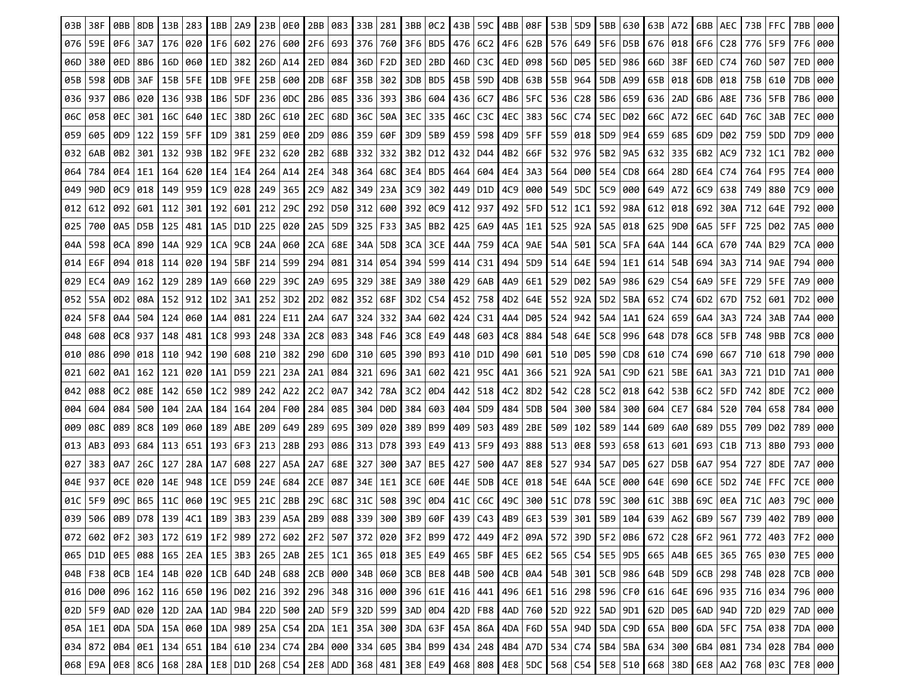| 03B | 38F | 0BB | 8DB | 13B | 283 | 1BB | 2A9 | 23B | 0E0 | 2BB | 083 | 33B | 281 | 3BB | 0C2 | 43B | 59C | 4BB | 08F | 53B | 5D9 | 5BB | 630 | 63B | A72 | 6BB | AEC | 73B | FFC | 7BB | 000 |
|---|---|---|---|---|---|---|---|---|---|---|---|---|---|---|---|---|---|---|---|---|---|---|---|---|---|---|---|---|---|---|---|
| 076 | 59E | 0F6 | 3A7 | 176 | 020 | 1F6 | 602 | 276 | 600 | 2F6 | 693 | 376 | 760 | 3F6 | BD5 | 476 | 6C2 | 4F6 | 62B | 576 | 649 | 5F6 | D5B | 676 | 018 | 6F6 | C28 | 776 | 5F9 | 7F6 | 000 |
| 06D | 380 | 0ED | 8B6 | 16D | 060 | 1ED | 382 | 26D | A14 | 2ED | 084 | 36D | F2D | 3ED | 2BD | 46D | C3C | 4ED | 098 | 56D | D05 | 5ED | 986 | 66D | 38F | 6ED | C74 | 76D | 507 | 7ED | 000 |
| 05B | 598 | 0DB | 3AF | 15B | 5FE | 1DB | 9FE | 25B | 600 | 2DB | 68F | 35B | 302 | 3DB | BD5 | 45B | 59D | 4DB | 63B | 55B | 964 | 5DB | A99 | 65B | 018 | 6DB | 018 | 75B | 610 | 7DB | 000 |
| 036 | 937 | 0B6 | 020 | 136 | 93B | 1B6 | 5DF | 236 | 0DC | 2B6 | 085 | 336 | 393 | 3B6 | 604 | 436 | 6C7 | 4B6 | 5FC | 536 | C28 | 5B6 | 659 | 636 | 2AD | 6B6 | A8E | 736 | 5FB | 7B6 | 000 |
| 06C | 058 | 0EC | 301 | 16C | 640 | 1EC | 38D | 26C | 610 | 2EC | 68D | 36C | 50A | 3EC | 335 | 46C | C3C | 4EC | 383 | 56C | C74 | 5EC | D02 | 66C | A72 | 6EC | 64D | 76C | 3AB | 7EC | 000 |
| 059 | 605 | 0D9 | 122 | 159 | 5FF | 1D9 | 381 | 259 | 0E0 | 2D9 | 086 | 359 | 60F | 3D9 | 5B9 | 459 | 598 | 4D9 | 5FF | 559 | 018 | 5D9 | 9E4 | 659 | 685 | 6D9 | D02 | 759 | 5DD | 7D9 | 000 |
| 032 | 6AB | 0B2 | 301 | 132 | 93B | 1B2 | 9FE | 232 | 620 | 2B2 | 68B | 332 | 332 | 3B2 | D12 | 432 | D44 | 4B2 | 66F | 532 | 976 | 5B2 | 9A5 | 632 | 335 | 6B2 | AC9 | 732 | 1C1 | 7B2 | 000 |
| 064 | 784 | 0E4 | 1E1 | 164 | 620 | 1E4 | 1E4 | 264 | A14 | 2E4 | 348 | 364 | 68C | 3E4 | BD5 | 464 | 604 | 4E4 | 3A3 | 564 | D00 | 5E4 | CD8 | 664 | 28D | 6E4 | C74 | 764 | F95 | 7E4 | 000 |
| 049 | 90D | 0C9 | 018 | 149 | 959 | 1C9 | 028 | 249 | 365 | 2C9 | A82 | 349 | 23A | 3C9 | 302 | 449 | D1D | 4C9 | 000 | 549 | 5DC | 5C9 | 000 | 649 | A72 | 6C9 | 638 | 749 | 880 | 7C9 | 000 |
| 012 | 612 | 092 | 601 | 112 | 301 | 192 | 601 | 212 | 29C | 292 | D50 | 312 | 600 | 392 | 0C9 | 412 | 937 | 492 | 5FD | 512 | 1C1 | 592 | 98A | 612 | 018 | 692 | 30A | 712 | 64E | 792 | 000 |
| 025 | 700 | 0A5 | D5B | 125 | 481 | 1A5 | D1D | 225 | 020 | 2A5 | 5D9 | 325 | F33 | 3A5 | BB2 | 425 | 6A9 | 4A5 | 1E1 | 525 | 92A | 5A5 | 018 | 625 | 9D0 | 6A5 | 5FF | 725 | D02 | 7A5 | 000 |
| 04A | 598 | 0CA | 890 | 14A | 929 | 1CA | 9CB | 24A | 060 | 2CA | 68E | 34A | 5D8 | 3CA | 3CE | 44A | 759 | 4CA | 9AE | 54A | 501 | 5CA | 5FA | 64A | 144 | 6CA | 670 | 74A | B29 | 7CA | 000 |
| 014 | E6F | 094 | 018 | 114 | 020 | 194 | 5BF | 214 | 599 | 294 | 081 | 314 | 054 | 394 | 599 | 414 | C31 | 494 | 5D9 | 514 | 64E | 594 | 1E1 | 614 | 54B | 694 | 3A3 | 714 | 9AE | 794 | 000 |
| 029 | EC4 | 0A9 | 162 | 129 | 289 | 1A9 | 660 | 229 | 39C | 2A9 | 695 | 329 | 38E | 3A9 | 380 | 429 | 6AB | 4A9 | 6E1 | 529 | D02 | 5A9 | 986 | 629 | C54 | 6A9 | 5FE | 729 | 5FE | 7A9 | 000 |
| 052 | 55A | 0D2 | 08A | 152 | 912 | 1D2 | 3A1 | 252 | 3D2 | 2D2 | 082 | 352 | 68F | 3D2 | C54 | 452 | 758 | 4D2 | 64E | 552 | 92A | 5D2 | 5BA | 652 | C74 | 6D2 | 67D | 752 | 601 | 7D2 | 000 |
| 024 | 5F8 | 0A4 | 504 | 124 | 060 | 1A4 | 081 | 224 | E11 | 2A4 | 6A7 | 324 | 332 | 3A4 | 602 | 424 | C31 | 4A4 | D05 | 524 | 942 | 5A4 | 1A1 | 624 | 659 | 6A4 | 3A3 | 724 | 3AB | 7A4 | 000 |
| 048 | 608 | 0C8 | 937 | 148 | 481 | 1C8 | 993 | 248 | 33A | 2C8 | 083 | 348 | F46 | 3C8 | E49 | 448 | 603 | 4C8 | 884 | 548 | 64E | 5C8 | 996 | 648 | D78 | 6C8 | 5FB | 748 | 9BB | 7C8 | 000 |
| 010 | 086 | 090 | 018 | 110 | 942 | 190 | 608 | 210 | 382 | 290 | 6D0 | 310 | 605 | 390 | B93 | 410 | D1D | 490 | 601 | 510 | D05 | 590 | CD8 | 610 | C74 | 690 | 667 | 710 | 618 | 790 | 000 |
| 021 | 602 | 0A1 | 162 | 121 | 020 | 1A1 | D59 | 221 | 23A | 2A1 | 084 | 321 | 696 | 3A1 | 602 | 421 | 95C | 4A1 | 366 | 521 | 92A | 5A1 | C9D | 621 | 5BE | 6A1 | 3A3 | 721 | D1D | 7A1 | 000 |
| 042 | 088 | 0C2 | 08E | 142 | 650 | 1C2 | 989 | 242 | A22 | 2C2 | 0A7 | 342 | 78A | 3C2 | 0D4 | 442 | 518 | 4C2 | 8D2 | 542 | C28 | 5C2 | 018 | 642 | 53B | 6C2 | 5FD | 742 | 8DE | 7C2 | 000 |
| 004 | 604 | 084 | 500 | 104 | 2AA | 184 | 164 | 204 | F00 | 284 | 085 | 304 | D0D | 384 | 603 | 404 | 5D9 | 484 | 5DB | 504 | 300 | 584 | 300 | 604 | CE7 | 684 | 520 | 704 | 658 | 784 | 000 |
| 009 | 08C | 089 | 8C8 | 109 | 060 | 189 | ABE | 209 | 649 | 289 | 695 | 309 | 020 | 389 | B99 | 409 | 503 | 489 | 2BE | 509 | 102 | 589 | 144 | 609 | 6A0 | 689 | D55 | 709 | D02 | 789 | 000 |
| 013 | AB3 | 093 | 684 | 113 | 651 | 193 | 6F3 | 213 | 28B | 293 | 086 | 313 | D78 | 393 | E49 | 413 | 5F9 | 493 | 888 | 513 | 0E8 | 593 | 658 | 613 | 601 | 693 | C1B | 713 | 8B0 | 793 | 000 |
| 027 | 383 | 0A7 | 26C | 127 | 28A | 1A7 | 608 | 227 | A5A | 2A7 | 68E | 327 | 300 | 3A7 | BE5 | 427 | 500 | 4A7 | 8E8 | 527 | 934 | 5A7 | D05 | 627 | D5B | 6A7 | 954 | 727 | 8DE | 7A7 | 000 |
| 04E | 937 | 0CE | 020 | 14E | 948 | 1CE | D59 | 24E | 684 | 2CE | 087 | 34E | 1E1 | 3CE | 60E | 44E | 5DB | 4CE | 018 | 54E | 64A | 5CE | 000 | 64E | 690 | 6CE | 5D2 | 74E | FFC | 7CE | 000 |
| 01C | 5F9 | 09C | B65 | 11C | 060 | 19C | 9E5 | 21C | 2BB | 29C | 68C | 31C | 508 | 39C | 0D4 | 41C | C6C | 49C | 300 | 51C | D78 | 59C | 300 | 61C | 3BB | 69C | 0EA | 71C | A03 | 79C | 000 |
| 039 | 506 | 0B9 | D78 | 139 | 4C1 | 1B9 | 3B3 | 239 | A5A | 2B9 | 088 | 339 | 300 | 3B9 | 60F | 439 | C43 | 4B9 | 6E3 | 539 | 301 | 5B9 | 104 | 639 | A62 | 6B9 | 567 | 739 | 402 | 7B9 | 000 |
| 072 | 602 | 0F2 | 303 | 172 | 619 | 1F2 | 989 | 272 | 602 | 2F2 | 507 | 372 | 020 | 3F2 | B99 | 472 | 449 | 4F2 | 09A | 572 | 39D | 5F2 | 0B6 | 672 | C28 | 6F2 | 961 | 772 | 403 | 7F2 | 000 |
| 065 | D1D | 0E5 | 088 | 165 | 2EA | 1E5 | 3B3 | 265 | 2AB | 2E5 | 1C1 | 365 | 018 | 3E5 | E49 | 465 | 5BF | 4E5 | 6E2 | 565 | C54 | 5E5 | 9D5 | 665 | A4B | 6E5 | 365 | 765 | 030 | 7E5 | 000 |
| 04B | F38 | 0CB | 1E4 | 14B | 020 | 1CB | 64D | 24B | 688 | 2CB | 000 | 34B | 060 | 3CB | BE8 | 44B | 500 | 4CB | 0A4 | 54B | 301 | 5CB | 986 | 64B | 5D9 | 6CB | 298 | 74B | 028 | 7CB | 000 |
| 016 | D00 | 096 | 162 | 116 | 650 | 196 | D02 | 216 | 392 | 296 | 348 | 316 | 000 | 396 | 61E | 416 | 441 | 496 | 6E1 | 516 | 298 | 596 | CF0 | 616 | 64E | 696 | 935 | 716 | 034 | 796 | 000 |
| 02D | 5F9 | 0AD | 020 | 12D | 2AA | 1AD | 9B4 | 22D | 500 | 2AD | 5F9 | 32D | 599 | 3AD | 0D4 | 42D | FB8 | 4AD | 760 | 52D | 922 | 5AD | 9D1 | 62D | D05 | 6AD | 94D | 72D | 029 | 7AD | 000 |
| 05A | 1E1 | 0DA | 5DA | 15A | 060 | 1DA | 989 | 25A | C54 | 2DA | 1E1 | 35A | 300 | 3DA | 63F | 45A | 86A | 4DA | F6D | 55A | 94D | 5DA | C9D | 65A | B00 | 6DA | 5FC | 75A | 038 | 7DA | 000 |
| 034 | 872 | 0B4 | 0E1 | 134 | 651 | 1B4 | 610 | 234 | C74 | 2B4 | 000 | 334 | 605 | 3B4 | B99 | 434 | 248 | 4B4 | A7D | 534 | C74 | 5B4 | 5BA | 634 | 300 | 6B4 | 081 | 734 | 028 | 7B4 | 000 |
| 068 | E9A | 0E8 | 8C6 | 168 | 28A | 1E8 | D1D | 268 | C54 | 2E8 | ADD | 368 | 481 | 3E8 | E49 | 468 | 808 | 4E8 | 5DC | 568 | C54 | 5E8 | 510 | 668 | 38D | 6E8 | AA2 | 768 | 03C | 7E8 | 000 |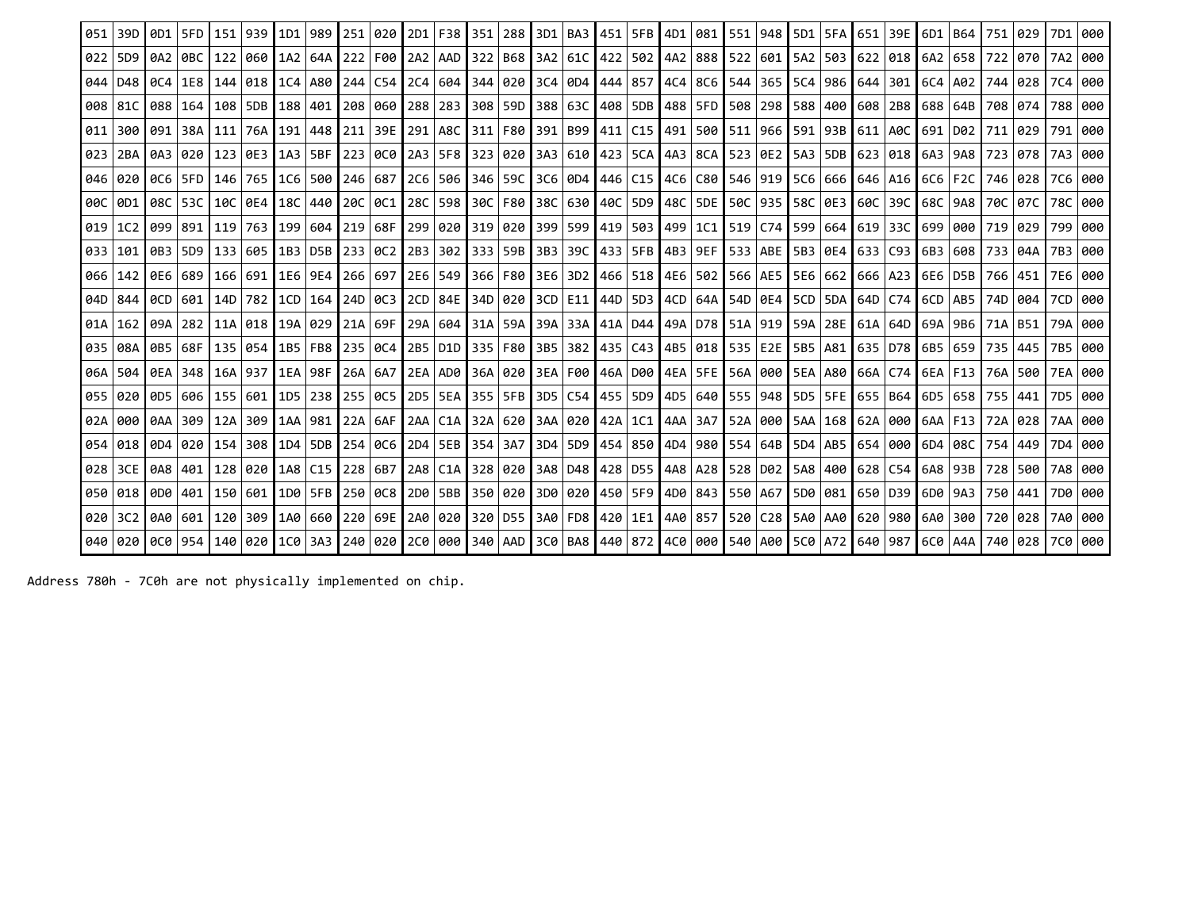| | | | | | | | | | | | | | | | | | | | | | | | | | | | | | | | |
|---|---|---|---|---|---|---|---|---|---|---|---|---|---|---|---|---|---|---|---|---|---|---|---|---|---|---|---|---|---|---|---|
| 051 | 39D | 0D1 | 5FD | 151 | 939 | 1D1 | 989 | 251 | 020 | 2D1 | F38 | 351 | 288 | 3D1 | BA3 | 451 | 5FB | 4D1 | 081 | 551 | 948 | 5D1 | 5FA | 651 | 39E | 6D1 | B64 | 751 | 029 | 7D1 | 000 |
| 022 | 5D9 | 0A2 | 0BC | 122 | 060 | 1A2 | 64A | 222 | F00 | 2A2 | AAD | 322 | B68 | 3A2 | 61C | 422 | 502 | 4A2 | 888 | 522 | 601 | 5A2 | 503 | 622 | 018 | 6A2 | 658 | 722 | 070 | 7A2 | 000 |
| 044 | D48 | 0C4 | 1E8 | 144 | 018 | 1C4 | A80 | 244 | C54 | 2C4 | 604 | 344 | 020 | 3C4 | 0D4 | 444 | 857 | 4C4 | 8C6 | 544 | 365 | 5C4 | 986 | 644 | 301 | 6C4 | A02 | 744 | 028 | 7C4 | 000 |
| 008 | 81C | 088 | 164 | 108 | 5DB | 188 | 401 | 208 | 060 | 288 | 283 | 308 | 59D | 388 | 63C | 408 | 5DB | 488 | 5FD | 508 | 298 | 588 | 400 | 608 | 2B8 | 688 | 64B | 708 | 074 | 788 | 000 |
| 011 | 300 | 091 | 38A | 111 | 76A | 191 | 448 | 211 | 39E | 291 | A8C | 311 | F80 | 391 | B99 | 411 | C15 | 491 | 500 | 511 | 966 | 591 | 93B | 611 | A0C | 691 | D02 | 711 | 029 | 791 | 000 |
| 023 | 2BA | 0A3 | 020 | 123 | 0E3 | 1A3 | 5BF | 223 | 0C0 | 2A3 | 5F8 | 323 | 020 | 3A3 | 610 | 423 | 5CA | 4A3 | 8CA | 523 | 0E2 | 5A3 | 5DB | 623 | 018 | 6A3 | 9A8 | 723 | 078 | 7A3 | 000 |
| 046 | 020 | 0C6 | 5FD | 146 | 765 | 1C6 | 500 | 246 | 687 | 2C6 | 506 | 346 | 59C | 3C6 | 0D4 | 446 | C15 | 4C6 | C80 | 546 | 919 | 5C6 | 666 | 646 | A16 | 6C6 | F2C | 746 | 028 | 7C6 | 000 |
| 00C | 0D1 | 08C | 53C | 10C | 0E4 | 18C | 440 | 20C | 0C1 | 28C | 598 | 30C | F80 | 38C | 630 | 40C | 5D9 | 48C | 5DE | 50C | 935 | 58C | 0E3 | 60C | 39C | 68C | 9A8 | 70C | 07C | 78C | 000 |
| 019 | 1C2 | 099 | 891 | 119 | 763 | 199 | 604 | 219 | 68F | 299 | 020 | 319 | 020 | 399 | 599 | 419 | 503 | 499 | 1C1 | 519 | C74 | 599 | 664 | 619 | 33C | 699 | 000 | 719 | 029 | 799 | 000 |
| 033 | 101 | 0B3 | 5D9 | 133 | 605 | 1B3 | D5B | 233 | 0C2 | 2B3 | 302 | 333 | 59B | 3B3 | 39C | 433 | 5FB | 4B3 | 9EF | 533 | ABE | 5B3 | 0E4 | 633 | C93 | 6B3 | 608 | 733 | 04A | 7B3 | 000 |
| 066 | 142 | 0E6 | 689 | 166 | 691 | 1E6 | 9E4 | 266 | 697 | 2E6 | 549 | 366 | F80 | 3E6 | 3D2 | 466 | 518 | 4E6 | 502 | 566 | AE5 | 5E6 | 662 | 666 | A23 | 6E6 | D5B | 766 | 451 | 7E6 | 000 |
| 04D | 844 | 0CD | 601 | 14D | 782 | 1CD | 164 | 24D | 0C3 | 2CD | 84E | 34D | 020 | 3CD | E11 | 44D | 5D3 | 4CD | 64A | 54D | 0E4 | 5CD | 5DA | 64D | C74 | 6CD | AB5 | 74D | 004 | 7CD | 000 |
| 01A | 162 | 09A | 282 | 11A | 018 | 19A | 029 | 21A | 69F | 29A | 604 | 31A | 59A | 39A | 33A | 41A | D44 | 49A | D78 | 51A | 919 | 59A | 28E | 61A | 64D | 69A | 9B6 | 71A | B51 | 79A | 000 |
| 035 | 08A | 0B5 | 68F | 135 | 054 | 1B5 | FB8 | 235 | 0C4 | 2B5 | D1D | 335 | F80 | 3B5 | 382 | 435 | C43 | 4B5 | 018 | 535 | E2E | 5B5 | A81 | 635 | D78 | 6B5 | 659 | 735 | 445 | 7B5 | 000 |
| 06A | 504 | 0EA | 348 | 16A | 937 | 1EA | 98F | 26A | 6A7 | 2EA | AD0 | 36A | 020 | 3EA | F00 | 46A | D00 | 4EA | 5FE | 56A | 000 | 5EA | A80 | 66A | C74 | 6EA | F13 | 76A | 500 | 7EA | 000 |
| 055 | 020 | 0D5 | 606 | 155 | 601 | 1D5 | 238 | 255 | 0C5 | 2D5 | 5EA | 355 | 5FB | 3D5 | C54 | 455 | 5D9 | 4D5 | 640 | 555 | 948 | 5D5 | 5FE | 655 | B64 | 6D5 | 658 | 755 | 441 | 7D5 | 000 |
| 02A | 000 | 0AA | 309 | 12A | 309 | 1AA | 981 | 22A | 6AF | 2AA | C1A | 32A | 620 | 3AA | 020 | 42A | 1C1 | 4AA | 3A7 | 52A | 000 | 5AA | 168 | 62A | 000 | 6AA | F13 | 72A | 028 | 7AA | 000 |
| 054 | 018 | 0D4 | 020 | 154 | 308 | 1D4 | 5DB | 254 | 0C6 | 2D4 | 5EB | 354 | 3A7 | 3D4 | 5D9 | 454 | 850 | 4D4 | 980 | 554 | 64B | 5D4 | AB5 | 654 | 000 | 6D4 | 08C | 754 | 449 | 7D4 | 000 |
| 028 | 3CE | 0A8 | 401 | 128 | 020 | 1A8 | C15 | 228 | 6B7 | 2A8 | C1A | 328 | 020 | 3A8 | D48 | 428 | D55 | 4A8 | A28 | 528 | D02 | 5A8 | 400 | 628 | C54 | 6A8 | 93B | 728 | 500 | 7A8 | 000 |
| 050 | 018 | 0D0 | 401 | 150 | 601 | 1D0 | 5FB | 250 | 0C8 | 2D0 | 5BB | 350 | 020 | 3D0 | 020 | 450 | 5F9 | 4D0 | 843 | 550 | A67 | 5D0 | 081 | 650 | D39 | 6D0 | 9A3 | 750 | 441 | 7D0 | 000 |
| 020 | 3C2 | 0A0 | 601 | 120 | 309 | 1A0 | 660 | 220 | 69E | 2A0 | 020 | 320 | D55 | 3A0 | FD8 | 420 | 1E1 | 4A0 | 857 | 520 | C28 | 5A0 | AA0 | 620 | 980 | 6A0 | 300 | 720 | 028 | 7A0 | 000 |
| 040 | 020 | 0C0 | 954 | 140 | 020 | 1C0 | 3A3 | 240 | 020 | 2C0 | 000 | 340 | AAD | 3C0 | BA8 | 440 | 872 | 4C0 | 000 | 540 | A00 | 5C0 | A72 | 640 | 987 | 6C0 | A4A | 740 | 028 | 7C0 | 000 |

Address 780h - 7C0h are not physically implemented on chip.